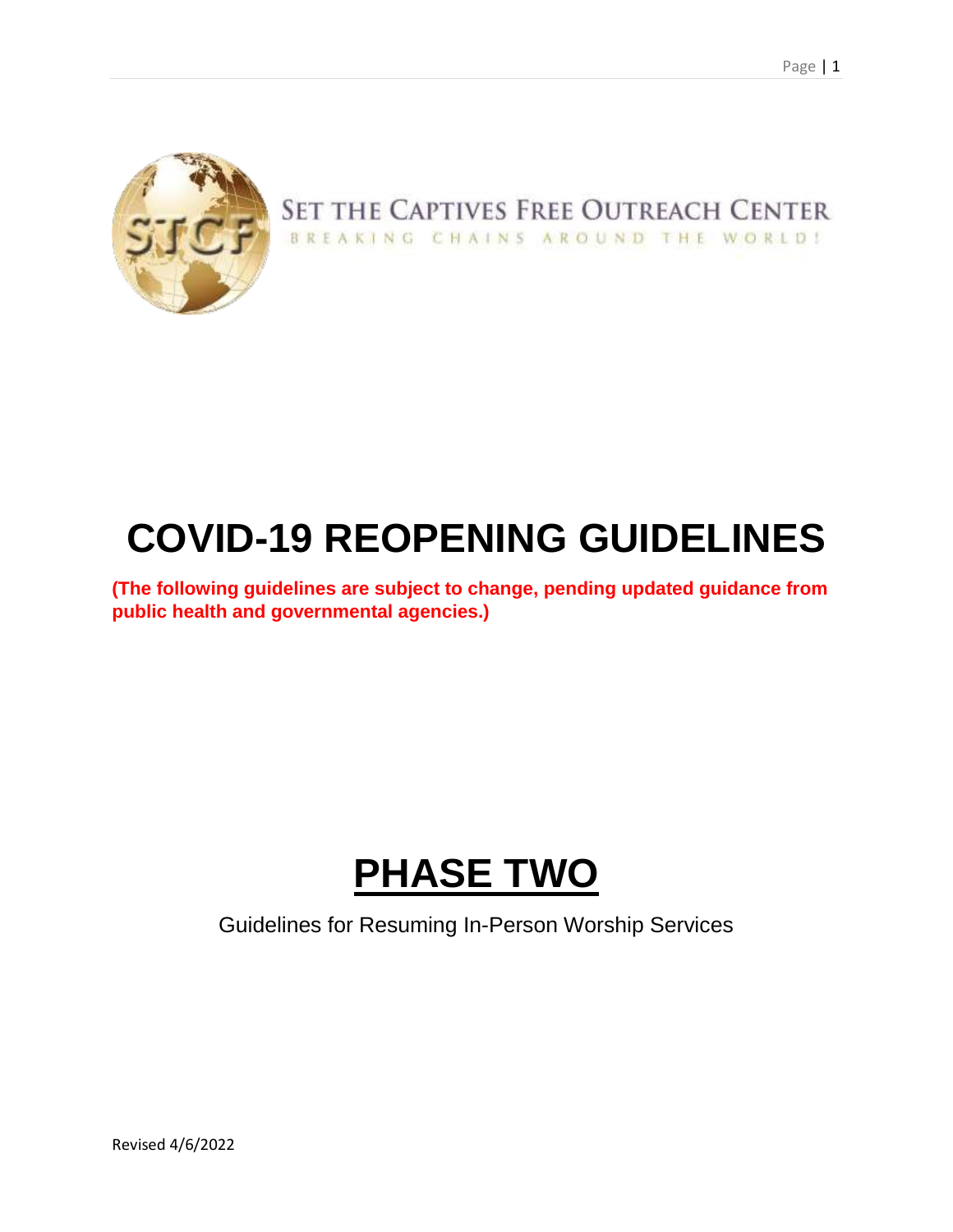SET THE CAPTIVES FREE OUTREACH CENTER

BREAKING CHAINS AROUND THE WORLD!

# COVID-19 REOPENING GUIDELINES

**(The following guidelines are subject to change, pending updated guidance from public health and governmental agencies.)**

# PHASE TWO

Guidelines for Resuming In-Person Worship Services

Revised 4/6/2022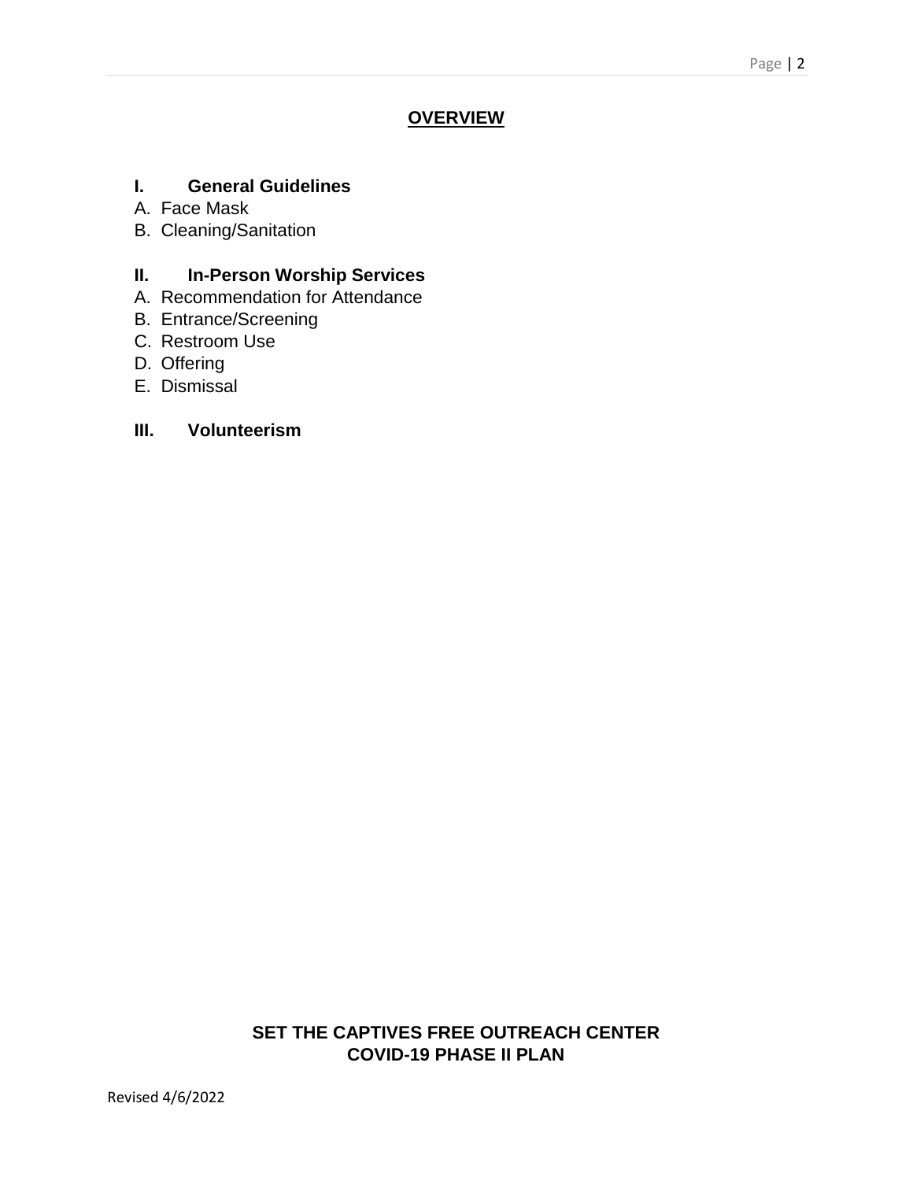# OVERVIEW

## I. General Guidelines

A. Face Mask
B. Cleaning/Sanitation

## II. In-Person Worship Services

A. Recommendation for Attendance
B. Entrance/Screening
C. Restroom Use
D. Offering
E. Dismissal

## III. Volunteerism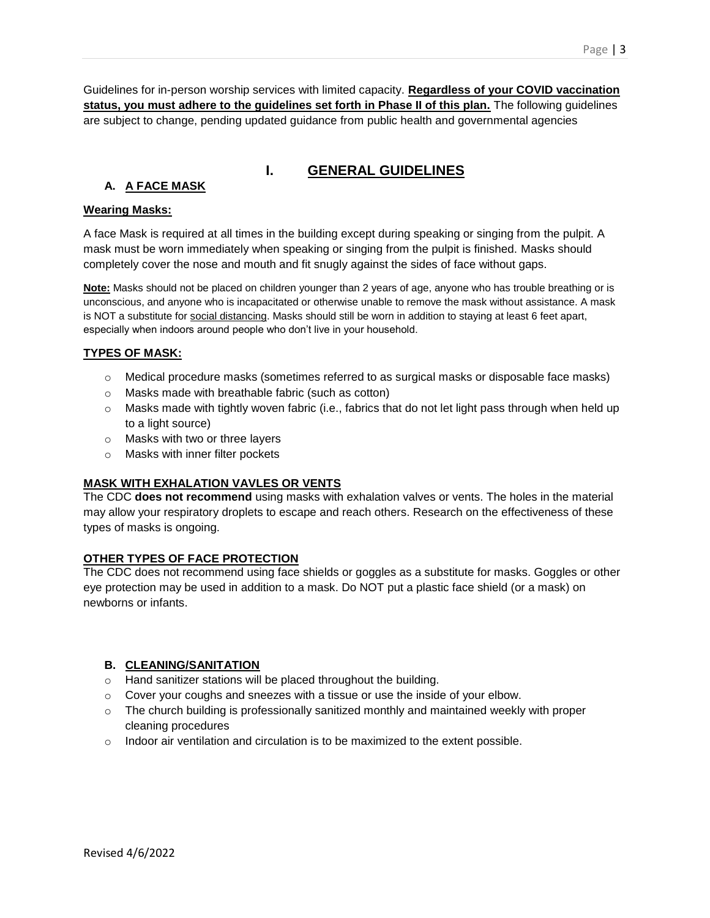Guidelines for in-person worship services with limited capacity. **Regardless of your COVID vaccination status, you must adhere to the guidelines set forth in Phase II of this plan.** The following guidelines are subject to change, pending updated guidance from public health and governmental agencies

# I. GENERAL GUIDELINES

## A. A FACE MASK

**Wearing Masks:**

A face Mask is required at all times in the building except during speaking or singing from the pulpit. A mask must be worn immediately when speaking or singing from the pulpit is finished. Masks should completely cover the nose and mouth and fit snugly against the sides of face without gaps.

**Note:** Masks should not be placed on children younger than 2 years of age, anyone who has trouble breathing or is unconscious, and anyone who is incapacitated or otherwise unable to remove the mask without assistance. A mask is NOT a substitute for social distancing. Masks should still be worn in addition to staying at least 6 feet apart, especially when indoors around people who don't live in your household.

**TYPES OF MASK:**

- Medical procedure masks (sometimes referred to as surgical masks or disposable face masks)
- Masks made with breathable fabric (such as cotton)
- Masks made with tightly woven fabric (i.e., fabrics that do not let light pass through when held up to a light source)
- Masks with two or three layers
- Masks with inner filter pockets

**MASK WITH EXHALATION VAVLES OR VENTS**

The CDC **does not recommend** using masks with exhalation valves or vents. The holes in the material may allow your respiratory droplets to escape and reach others. Research on the effectiveness of these types of masks is ongoing.

**OTHER TYPES OF FACE PROTECTION**

The CDC does not recommend using face shields or goggles as a substitute for masks. Goggles or other eye protection may be used in addition to a mask. Do NOT put a plastic face shield (or a mask) on newborns or infants.

## B. CLEANING/SANITATION

- Hand sanitizer stations will be placed throughout the building.
- Cover your coughs and sneezes with a tissue or use the inside of your elbow.
- The church building is professionally sanitized monthly and maintained weekly with proper cleaning procedures
- Indoor air ventilation and circulation is to be maximized to the extent possible.

Revised 4/6/2022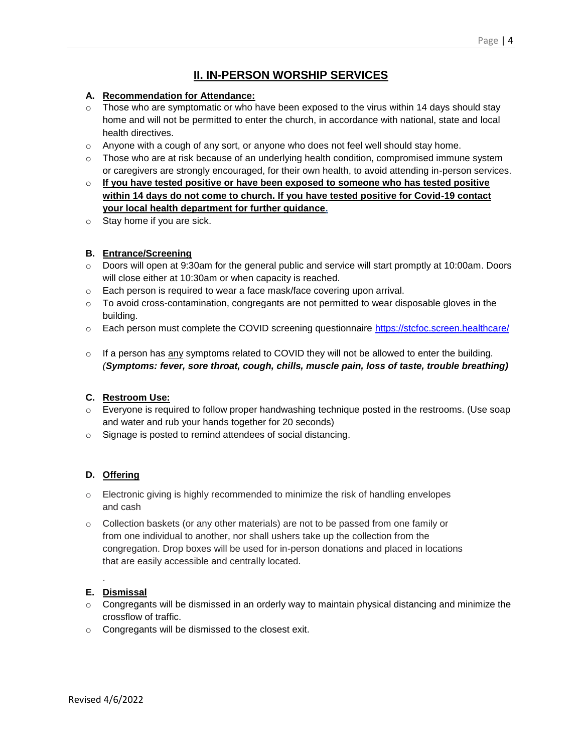## II. IN-PERSON WORSHIP SERVICES

**A. Recommendation for Attendance:**

- Those who are symptomatic or who have been exposed to the virus within 14 days should stay home and will not be permitted to enter the church, in accordance with national, state and local health directives.
- Anyone with a cough of any sort, or anyone who does not feel well should stay home.
- Those who are at risk because of an underlying health condition, compromised immune system or caregivers are strongly encouraged, for their own health, to avoid attending in-person services.
- **If you have tested positive or have been exposed to someone who has tested positive within 14 days do not come to church. If you have tested positive for Covid-19 contact your local health department for further guidance.**
- Stay home if you are sick.

**B. Entrance/Screening**

- Doors will open at 9:30am for the general public and service will start promptly at 10:00am. Doors will close either at 10:30am or when capacity is reached.
- Each person is required to wear a face mask/face covering upon arrival.
- To avoid cross-contamination, congregants are not permitted to wear disposable gloves in the building.
- Each person must complete the COVID screening questionnaire https://stcfoc.screen.healthcare/
- If a person has any symptoms related to COVID they will not be allowed to enter the building. *(**Symptoms: fever, sore throat, cough, chills, muscle pain, loss of taste, trouble breathing)***

**C. Restroom Use:**

- Everyone is required to follow proper handwashing technique posted in the restrooms. (Use soap and water and rub your hands together for 20 seconds)
- Signage is posted to remind attendees of social distancing.

**D. Offering**

- Electronic giving is highly recommended to minimize the risk of handling envelopes and cash
- Collection baskets (or any other materials) are not to be passed from one family or from one individual to another, nor shall ushers take up the collection from the congregation. Drop boxes will be used for in-person donations and placed in locations that are easily accessible and centrally located.

**E. Dismissal**

- Congregants will be dismissed in an orderly way to maintain physical distancing and minimize the crossflow of traffic.
- Congregants will be dismissed to the closest exit.

Revised 4/6/2022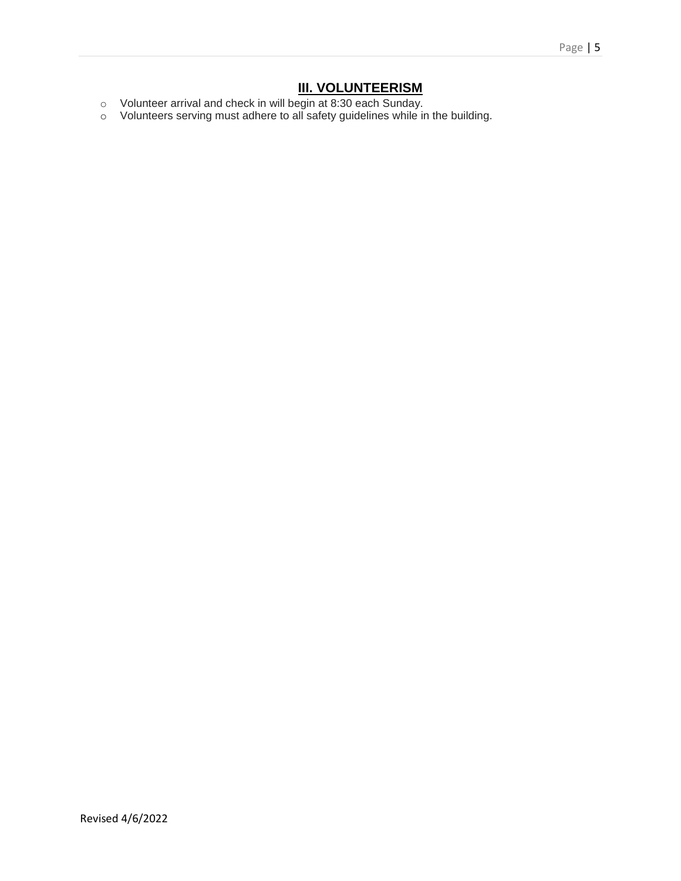## **III. VOLUNTEERISM**

- Volunteer arrival and check in will begin at 8:30 each Sunday.
- Volunteers serving must adhere to all safety guidelines while in the building.

Revised 4/6/2022